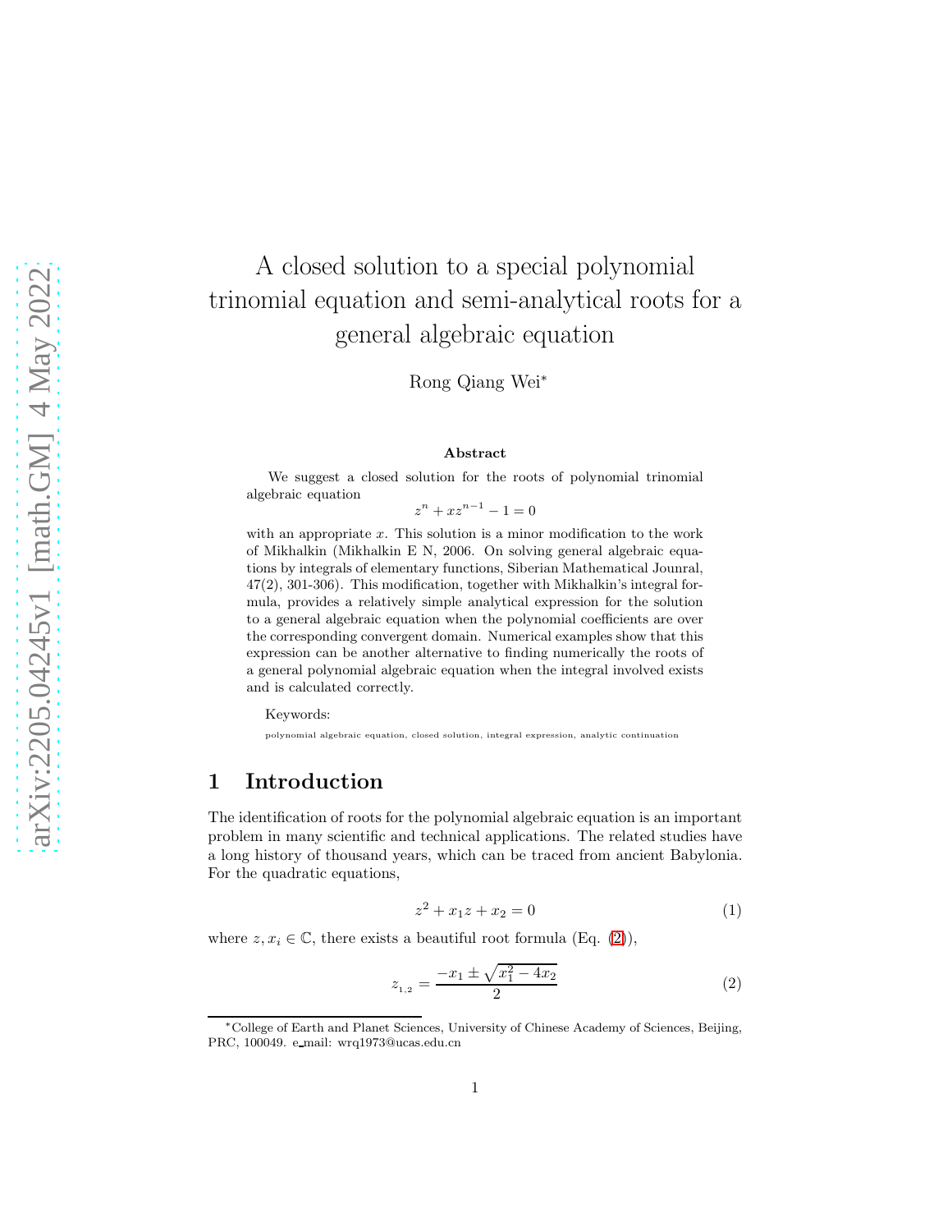# A closed solution to a special polynomial trinomial equation and semi-analytical roots for a general algebraic equation

Rong Qiang Wei*

**Abstract**

We suggest a closed solution for the roots of polynomial trinomial algebraic equation

$$z^n + xz^{n-1} - 1 = 0$$

with an appropriate $x$. This solution is a minor modification to the work of Mikhalkin (Mikhalkin E N, 2006. On solving general algebraic equations by integrals of elementary functions, Siberian Mathematical Jounral, 47(2), 301-306). This modification, together with Mikhalkin's integral formula, provides a relatively simple analytical expression for the solution to a general algebraic equation when the polynomial coefficients are over the corresponding convergent domain. Numerical examples show that this expression can be another alternative to finding numerically the roots of a general polynomial algebraic equation when the integral involved exists and is calculated correctly.

Keywords:

polynomial algebraic equation, closed solution, integral expression, analytic continuation

## 1 Introduction

The identification of roots for the polynomial algebraic equation is an important problem in many scientific and technical applications. The related studies have a long history of thousand years, which can be traced from ancient Babylonia. For the quadratic equations,

$$z^2 + x_1 z + x_2 = 0 \tag{1}$$

where $z, x_i \in \mathbb{C}$, there exists a beautiful root formula (Eq. (2)),

$$z_{1,2} = \frac{-x_1 \pm \sqrt{x_1^2 - 4x_2}}{2} \tag{2}$$

*College of Earth and Planet Sciences, University of Chinese Academy of Sciences, Beijing, PRC, 100049. e_mail: wrq1973@ucas.edu.cn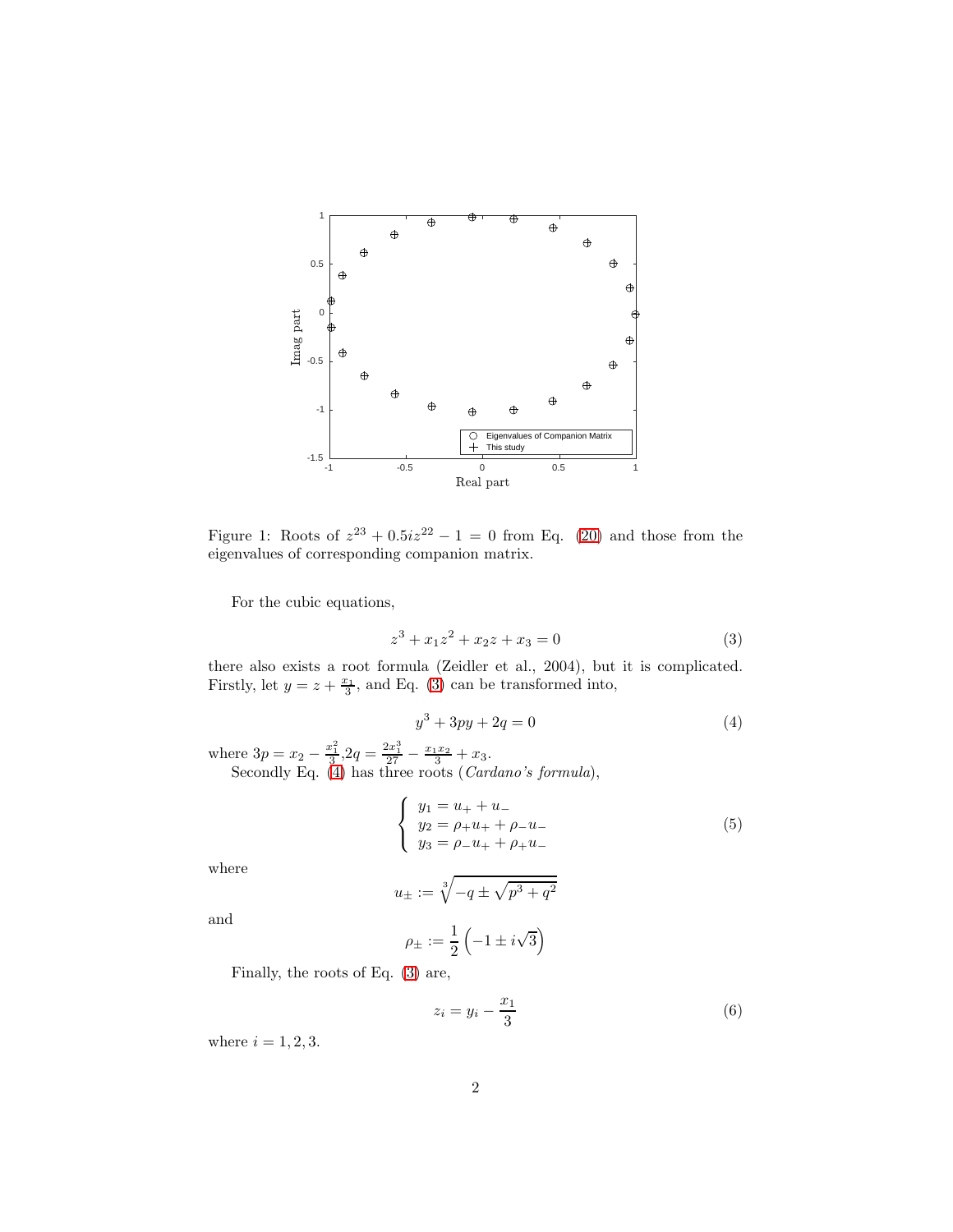Figure 1: Roots of $z^{23} + 0.5iz^{22} - 1 = 0$ from Eq. (20) and those from the eigenvalues of corresponding companion matrix.

For the cubic equations,

$$z^3 + x_1 z^2 + x_2 z + x_3 = 0 \tag{3}$$

there also exists a root formula (Zeidler et al., 2004), but it is complicated. Firstly, let $y = z + \frac{x_1}{3}$, and Eq. (3) can be transformed into,

$$y^3 + 3py + 2q = 0 \tag{4}$$

where $3p = x_2 - \frac{x_1^2}{3}, 2q = \frac{2x_1^3}{27} - \frac{x_1 x_2}{3} + x_3$.

Secondly Eq. (4) has three roots (*Cardano's formula*),

$$\begin{cases} y_1 = u_+ + u_- \\ y_2 = \rho_+ u_+ + \rho_- u_- \\ y_3 = \rho_- u_+ + \rho_+ u_- \end{cases} \tag{5}$$

where

$$u_\pm := \sqrt[3]{-q \pm \sqrt{p^3 + q^2}}$$

and

$$\rho_\pm := \frac{1}{2}\left(-1 \pm i\sqrt{3}\right)$$

Finally, the roots of Eq. (3) are,

$$z_i = y_i - \frac{x_1}{3} \tag{6}$$

where $i = 1, 2, 3$.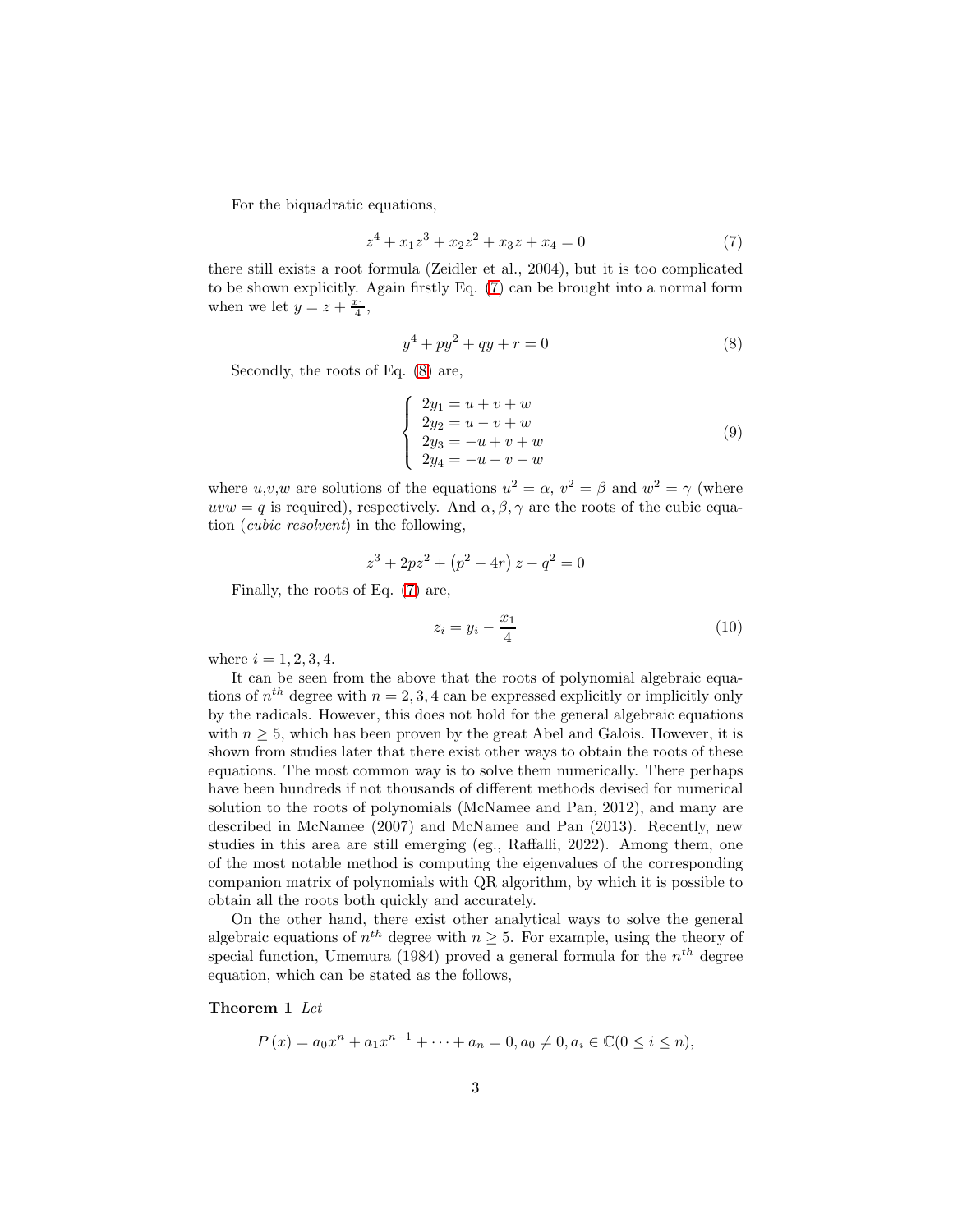For the biquadratic equations,

$$z^4 + x_1 z^3 + x_2 z^2 + x_3 z + x_4 = 0 \tag{7}$$

there still exists a root formula (Zeidler et al., 2004), but it is too complicated to be shown explicitly. Again firstly Eq. (7) can be brought into a normal form when we let $y = z + \frac{x_1}{4}$,

$$y^4 + py^2 + qy + r = 0 \tag{8}$$

Secondly, the roots of Eq. (8) are,

$$\begin{cases} 2y_1 = u + v + w \\ 2y_2 = u - v + w \\ 2y_3 = -u + v + w \\ 2y_4 = -u - v - w \end{cases} \tag{9}$$

where $u$,$v$,$w$ are solutions of the equations $u^2 = \alpha$, $v^2 = \beta$ and $w^2 = \gamma$ (where $uvw = q$ is required), respectively. And $\alpha, \beta, \gamma$ are the roots of the cubic equation (*cubic resolvent*) in the following,

$$z^3 + 2pz^2 + \left(p^2 - 4r\right) z - q^2 = 0$$

Finally, the roots of Eq. (7) are,

$$z_i = y_i - \frac{x_1}{4} \tag{10}$$

where $i = 1, 2, 3, 4$.

It can be seen from the above that the roots of polynomial algebraic equations of $n^{th}$ degree with $n = 2, 3, 4$ can be expressed explicitly or implicitly only by the radicals. However, this does not hold for the general algebraic equations with $n \geq 5$, which has been proven by the great Abel and Galois. However, it is shown from studies later that there exist other ways to obtain the roots of these equations. The most common way is to solve them numerically. There perhaps have been hundreds if not thousands of different methods devised for numerical solution to the roots of polynomials (McNamee and Pan, 2012), and many are described in McNamee (2007) and McNamee and Pan (2013). Recently, new studies in this area are still emerging (eg., Raffalli, 2022). Among them, one of the most notable method is computing the eigenvalues of the corresponding companion matrix of polynomials with QR algorithm, by which it is possible to obtain all the roots both quickly and accurately.

On the other hand, there exist other analytical ways to solve the general algebraic equations of $n^{th}$ degree with $n \geq 5$. For example, using the theory of special function, Umemura (1984) proved a general formula for the $n^{th}$ degree equation, which can be stated as the follows,

**Theorem 1** *Let*

$$P\left(x\right) = a_0 x^n + a_1 x^{n-1} + \cdots + a_n = 0, a_0 \neq 0, a_i \in \mathbb{C}(0 \leq i \leq n),$$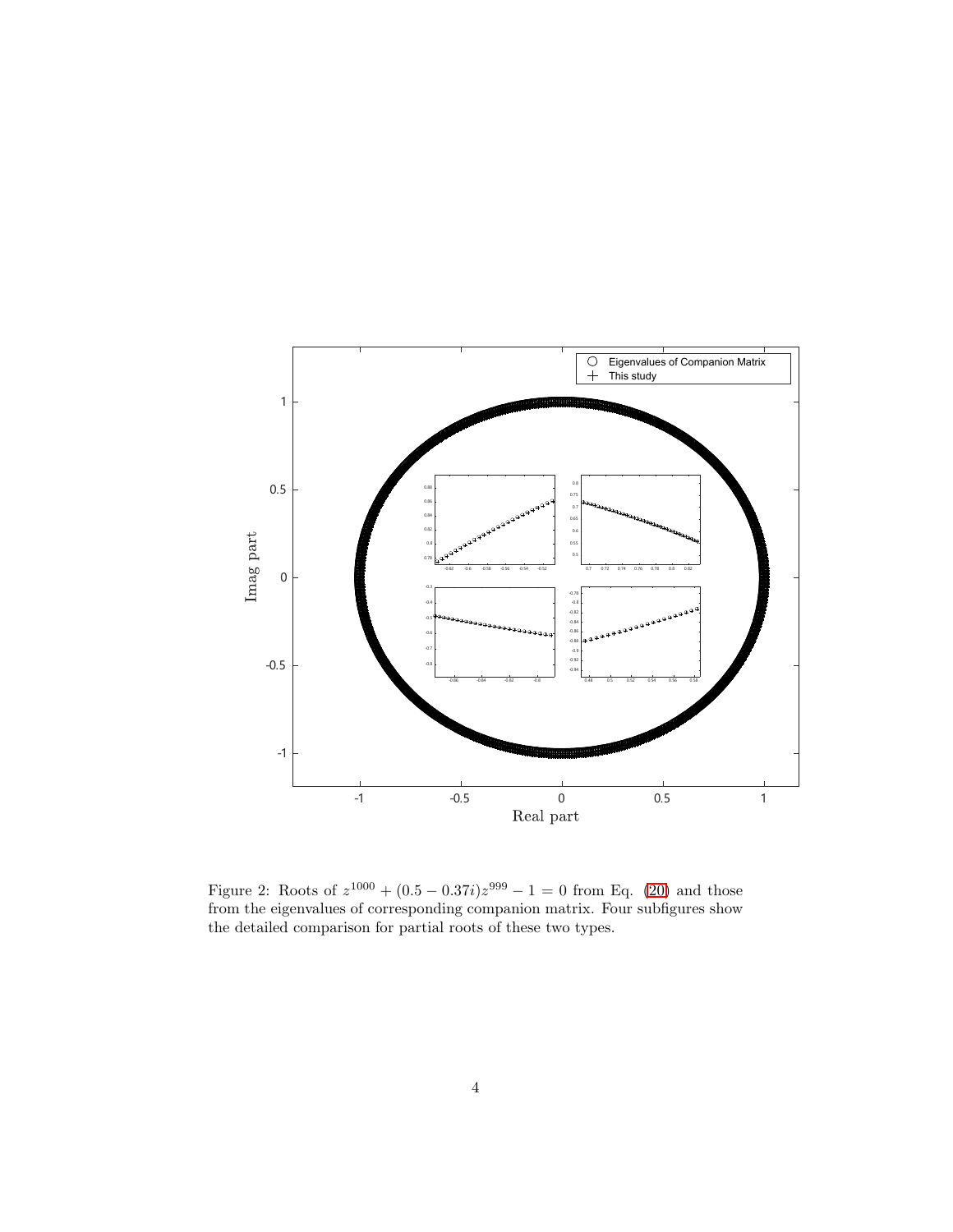Figure 2: Roots of $z^{1000} + (0.5 - 0.37i)z^{999} - 1 = 0$ from Eq. (20) and those from the eigenvalues of corresponding companion matrix. Four subfigures show the detailed comparison for partial roots of these two types.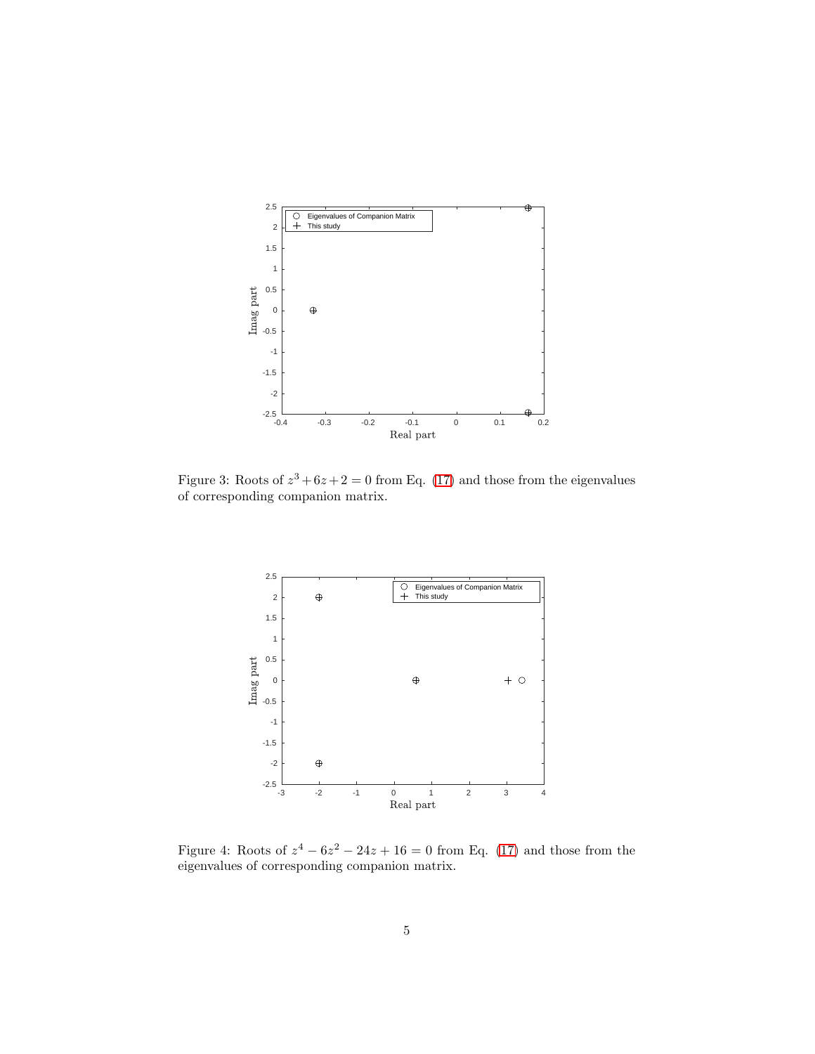Figure 3: Roots of $z^3 + 6z + 2 = 0$ from Eq. (17) and those from the eigenvalues of corresponding companion matrix.

Figure 4: Roots of $z^4 - 6z^2 - 24z + 16 = 0$ from Eq. (17) and those from the eigenvalues of corresponding companion matrix.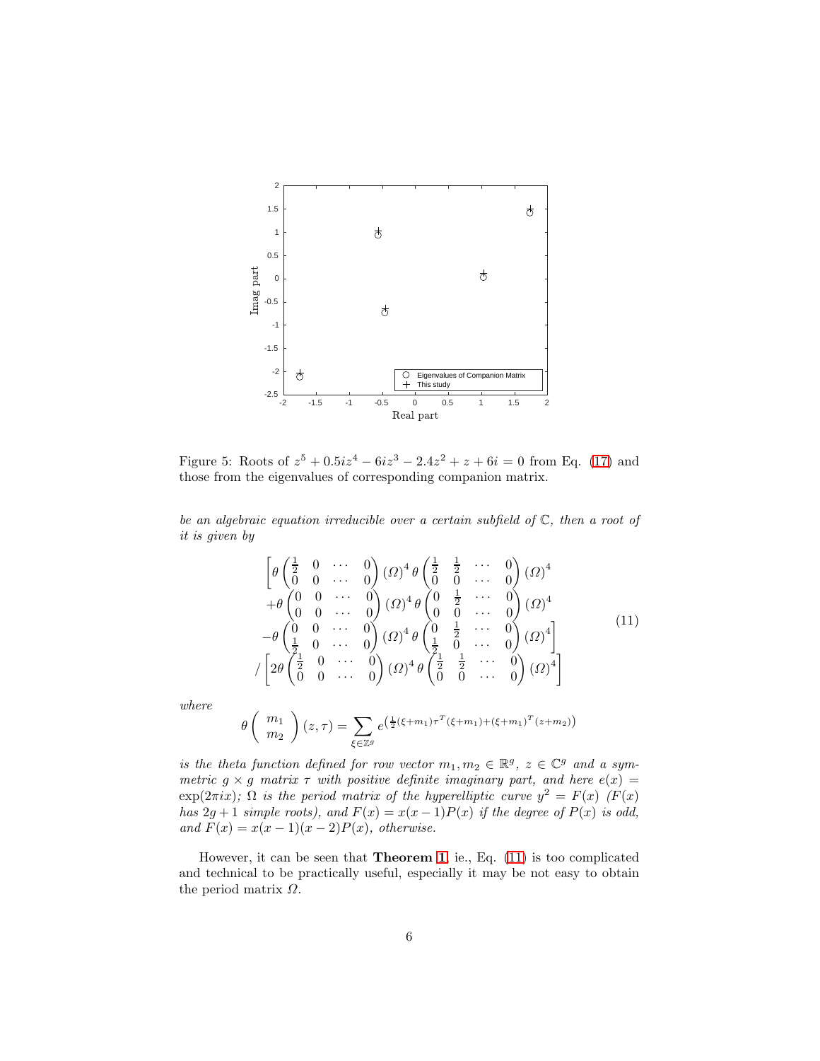Figure 5: Roots of $z^5 + 0.5iz^4 - 6iz^3 - 2.4z^2 + z + 6i = 0$ from Eq. (17) and those from the eigenvalues of corresponding companion matrix.

*be an algebraic equation irreducible over a certain subfield of* $\mathbb{C}$*, then a root of it is given by*

$$
\begin{aligned}
&\left[\theta\begin{pmatrix} \frac{1}{2} & 0 & \cdots & 0 \\ 0 & 0 & \cdots & 0 \end{pmatrix}(\Omega)^4\,\theta\begin{pmatrix} \frac{1}{2} & \frac{1}{2} & \cdots & 0 \\ 0 & 0 & \cdots & 0 \end{pmatrix}(\Omega)^4\right. \\
&+\theta\begin{pmatrix} 0 & 0 & \cdots & 0 \\ 0 & 0 & \cdots & 0 \end{pmatrix}(\Omega)^4\,\theta\begin{pmatrix} 0 & \frac{1}{2} & \cdots & 0 \\ 0 & 0 & \cdots & 0 \end{pmatrix}(\Omega)^4 \\
&\left.-\theta\begin{pmatrix} 0 & 0 & \cdots & 0 \\ \frac{1}{2} & 0 & \cdots & 0 \end{pmatrix}(\Omega)^4\,\theta\begin{pmatrix} 0 & \frac{1}{2} & \cdots & 0 \\ \frac{1}{2} & 0 & \cdots & 0 \end{pmatrix}(\Omega)^4\right] \\
&/\left[2\theta\begin{pmatrix} \frac{1}{2} & 0 & \cdots & 0 \\ 0 & 0 & \cdots & 0 \end{pmatrix}(\Omega)^4\,\theta\begin{pmatrix} \frac{1}{2} & \frac{1}{2} & \cdots & 0 \\ 0 & 0 & \cdots & 0 \end{pmatrix}(\Omega)^4\right]
\end{aligned}
\tag{11}
$$

*where*

$$
\theta\begin{pmatrix} m_1 \\ m_2 \end{pmatrix}(z,\tau) = \sum_{\xi\in\mathbb{Z}^g} e^{\left(\frac{1}{2}(\xi+m_1)\tau^T(\xi+m_1)+(\xi+m_1)^T(z+m_2)\right)}
$$

*is the theta function defined for row vector* $m_1, m_2 \in \mathbb{R}^g$*,* $z \in \mathbb{C}^g$ *and a symmetric* $g \times g$ *matrix* $\tau$ *with positive definite imaginary part, and here* $e(x) = \exp(2\pi i x)$*;* $\Omega$ *is the period matrix of the hyperelliptic curve* $y^2 = F(x)$ *(*$F(x)$ *has* $2g+1$ *simple roots), and* $F(x) = x(x-1)P(x)$ *if the degree of* $P(x)$ *is odd, and* $F(x) = x(x-1)(x-2)P(x)$*, otherwise.*

However, it can be seen that **Theorem 1**, ie., Eq. (11) is too complicated and technical to be practically useful, especially it may be not easy to obtain the period matrix $\Omega$.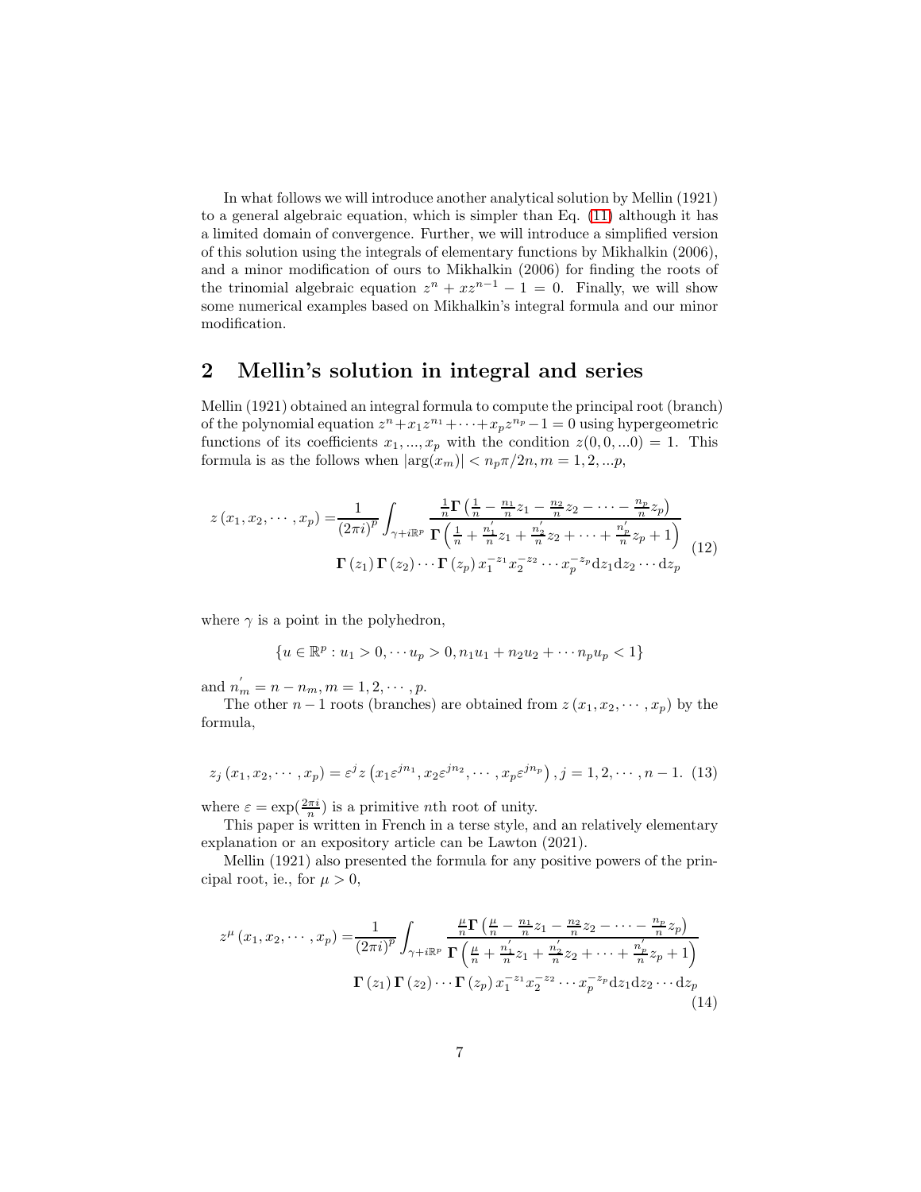In what follows we will introduce another analytical solution by Mellin (1921) to a general algebraic equation, which is simpler than Eq. (11) although it has a limited domain of convergence. Further, we will introduce a simplified version of this solution using the integrals of elementary functions by Mikhalkin (2006), and a minor modification of ours to Mikhalkin (2006) for finding the roots of the trinomial algebraic equation $z^n + xz^{n-1} - 1 = 0$. Finally, we will show some numerical examples based on Mikhalkin's integral formula and our minor modification.

## 2 Mellin's solution in integral and series

Mellin (1921) obtained an integral formula to compute the principal root (branch) of the polynomial equation $z^n + x_1 z^{n_1} + \cdots + x_p z^{n_p} - 1 = 0$ using hypergeometric functions of its coefficients $x_1, ..., x_p$ with the condition $z(0,0,...0) = 1$. This formula is as the follows when $|\arg(x_m)| < n_p \pi / 2n, m = 1, 2, ...p,$

$$
\begin{aligned}
z\left(x_1, x_2, \cdots, x_p\right) = & \frac{1}{(2\pi i)^p} \int_{\gamma + i\mathbb{R}^p} \frac{\frac{1}{n}\boldsymbol{\Gamma}\left(\frac{1}{n} - \frac{n_1}{n}z_1 - \frac{n_2}{n}z_2 - \cdots - \frac{n_p}{n}z_p\right)}{\boldsymbol{\Gamma}\left(\frac{1}{n} + \frac{n_1^{'}}{n}z_1 + \frac{n_2^{'}}{n}z_2 + \cdots + \frac{n_p^{'}}{n}z_p + 1\right)} \\
& \boldsymbol{\Gamma}\left(z_1\right)\boldsymbol{\Gamma}\left(z_2\right)\cdots\boldsymbol{\Gamma}\left(z_p\right) x_1^{-z_1} x_2^{-z_2} \cdots x_p^{-z_p} \mathrm{d}z_1 \mathrm{d}z_2 \cdots \mathrm{d}z_p
\end{aligned}
\tag{12}
$$

where $\gamma$ is a point in the polyhedron,

$$
\{u \in \mathbb{R}^p : u_1 > 0, \cdots u_p > 0, n_1 u_1 + n_2 u_2 + \cdots n_p u_p < 1\}
$$

and $n_m^{'} = n - n_m, m = 1, 2, \cdots, p$.

The other $n-1$ roots (branches) are obtained from $z\left(x_1, x_2, \cdots, x_p\right)$ by the formula,

$$
z_j\left(x_1, x_2, \cdots, x_p\right) = \varepsilon^j z\left(x_1 \varepsilon^{jn_1}, x_2 \varepsilon^{jn_2}, \cdots, x_p \varepsilon^{jn_p}\right), j = 1, 2, \cdots, n-1. \tag{13}
$$

where $\varepsilon = \exp(\frac{2\pi i}{n})$ is a primitive $n$th root of unity.

This paper is written in French in a terse style, and an relatively elementary explanation or an expository article can be Lawton (2021).

Mellin (1921) also presented the formula for any positive powers of the principal root, ie., for $\mu > 0$,

$$
\begin{aligned}
z^{\mu}\left(x_1, x_2, \cdots, x_p\right) = & \frac{1}{(2\pi i)^p} \int_{\gamma + i\mathbb{R}^p} \frac{\frac{\mu}{n}\boldsymbol{\Gamma}\left(\frac{\mu}{n} - \frac{n_1}{n}z_1 - \frac{n_2}{n}z_2 - \cdots - \frac{n_p}{n}z_p\right)}{\boldsymbol{\Gamma}\left(\frac{\mu}{n} + \frac{n_1^{'}}{n}z_1 + \frac{n_2^{'}}{n}z_2 + \cdots + \frac{n_p^{'}}{n}z_p + 1\right)} \\
& \boldsymbol{\Gamma}\left(z_1\right)\boldsymbol{\Gamma}\left(z_2\right)\cdots\boldsymbol{\Gamma}\left(z_p\right) x_1^{-z_1} x_2^{-z_2} \cdots x_p^{-z_p} \mathrm{d}z_1 \mathrm{d}z_2 \cdots \mathrm{d}z_p
\end{aligned}
\tag{14}
$$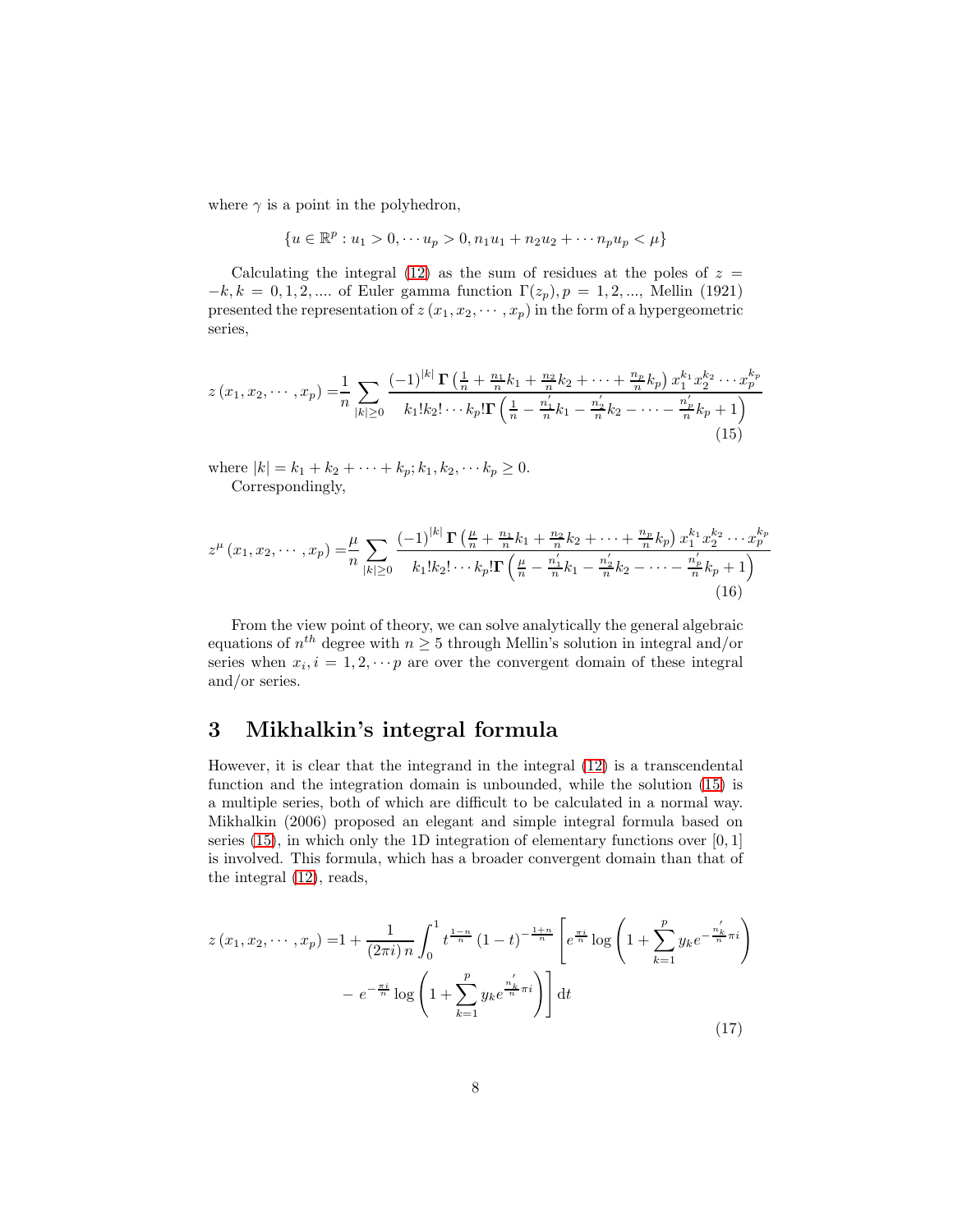where $\gamma$ is a point in the polyhedron,

$$\{u \in \mathbb{R}^p : u_1 > 0, \cdots u_p > 0, n_1 u_1 + n_2 u_2 + \cdots n_p u_p < \mu\}$$

Calculating the integral (12) as the sum of residues at the poles of $z = -k, k = 0, 1, 2, ....$ of Euler gamma function $\Gamma(z_p), p = 1, 2, ...$, Mellin (1921) presented the representation of $z(x_1, x_2, \cdots, x_p)$ in the form of a hypergeometric series,

$$z(x_1, x_2, \cdots, x_p) = \frac{1}{n} \sum_{|k| \geq 0} \frac{(-1)^{|k|} \mathbf{\Gamma}\left(\frac{1}{n} + \frac{n_1}{n} k_1 + \frac{n_2}{n} k_2 + \cdots + \frac{n_p}{n} k_p\right) x_1^{k_1} x_2^{k_2} \cdots x_p^{k_p}}{k_1! k_2! \cdots k_p! \mathbf{\Gamma}\left(\frac{1}{n} - \frac{n_1'}{n} k_1 - \frac{n_2'}{n} k_2 - \cdots - \frac{n_p'}{n} k_p + 1\right)} \tag{15}$$

where $|k| = k_1 + k_2 + \cdots + k_p; k_1, k_2, \cdots k_p \geq 0$.

Correspondingly,

$$z^\mu(x_1, x_2, \cdots, x_p) = \frac{\mu}{n} \sum_{|k| \geq 0} \frac{(-1)^{|k|} \mathbf{\Gamma}\left(\frac{\mu}{n} + \frac{n_1}{n} k_1 + \frac{n_2}{n} k_2 + \cdots + \frac{n_p}{n} k_p\right) x_1^{k_1} x_2^{k_2} \cdots x_p^{k_p}}{k_1! k_2! \cdots k_p! \mathbf{\Gamma}\left(\frac{\mu}{n} - \frac{n_1'}{n} k_1 - \frac{n_2'}{n} k_2 - \cdots - \frac{n_p'}{n} k_p + 1\right)} \tag{16}$$

From the view point of theory, we can solve analytically the general algebraic equations of $n^{th}$ degree with $n \geq 5$ through Mellin's solution in integral and/or series when $x_i, i = 1, 2, \cdots p$ are over the convergent domain of these integral and/or series.

## 3 Mikhalkin's integral formula

However, it is clear that the integrand in the integral (12) is a transcendental function and the integration domain is unbounded, while the solution (15) is a multiple series, both of which are difficult to be calculated in a normal way. Mikhalkin (2006) proposed an elegant and simple integral formula based on series (15), in which only the 1D integration of elementary functions over $[0, 1]$ is involved. This formula, which has a broader convergent domain than that of the integral (12), reads,

$$\begin{aligned} z(x_1, x_2, \cdots, x_p) = & 1 + \frac{1}{(2\pi i) n} \int_0^1 t^{\frac{1-n}{n}} (1-t)^{-\frac{1+n}{n}} \left[ e^{\frac{\pi i}{n}} \log\left(1 + \sum_{k=1}^{p} y_k e^{-\frac{n_k'}{n} \pi i}\right) \right. \\ & \left. - e^{-\frac{\pi i}{n}} \log\left(1 + \sum_{k=1}^{p} y_k e^{\frac{n_k'}{n} \pi i}\right) \right] \mathrm{d}t \end{aligned} \tag{17}$$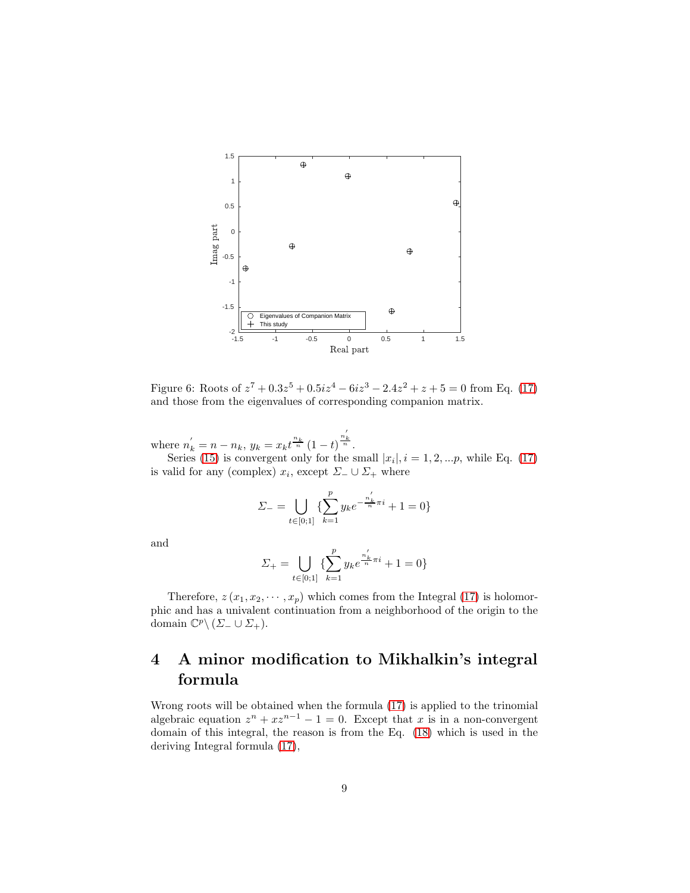Figure 6: Roots of $z^7 + 0.3z^5 + 0.5iz^4 - 6iz^3 - 2.4z^2 + z + 5 = 0$ from Eq. (17) and those from the eigenvalues of corresponding companion matrix.

where $n_k^{'} = n - n_k$, $y_k = x_k t^{\frac{n_k}{n}} (1-t)^{\frac{n_k^{'}}{n}}$.

Series (15) is convergent only for the small $|x_i|, i = 1, 2, ...p$, while Eq. (17) is valid for any (complex) $x_i$, except $\Sigma_- \cup \Sigma_+$ where

$$\Sigma_- = \bigcup_{t \in [0;1]} \{\sum_{k=1}^{p} y_k e^{-\frac{n_k^{'}}{n}\pi i} + 1 = 0\}$$

and

$$\Sigma_+ = \bigcup_{t \in [0;1]} \{\sum_{k=1}^{p} y_k e^{\frac{n_k^{'}}{n}\pi i} + 1 = 0\}$$

Therefore, $z(x_1, x_2, \cdots, x_p)$ which comes from the Integral (17) is holomorphic and has a univalent continuation from a neighborhood of the origin to the domain $\mathbb{C}^p \backslash (\Sigma_- \cup \Sigma_+)$.

# 4 A minor modification to Mikhalkin's integral formula

Wrong roots will be obtained when the formula (17) is applied to the trinomial algebraic equation $z^n + xz^{n-1} - 1 = 0$. Except that $x$ is in a non-convergent domain of this integral, the reason is from the Eq. (18) which is used in the deriving Integral formula (17),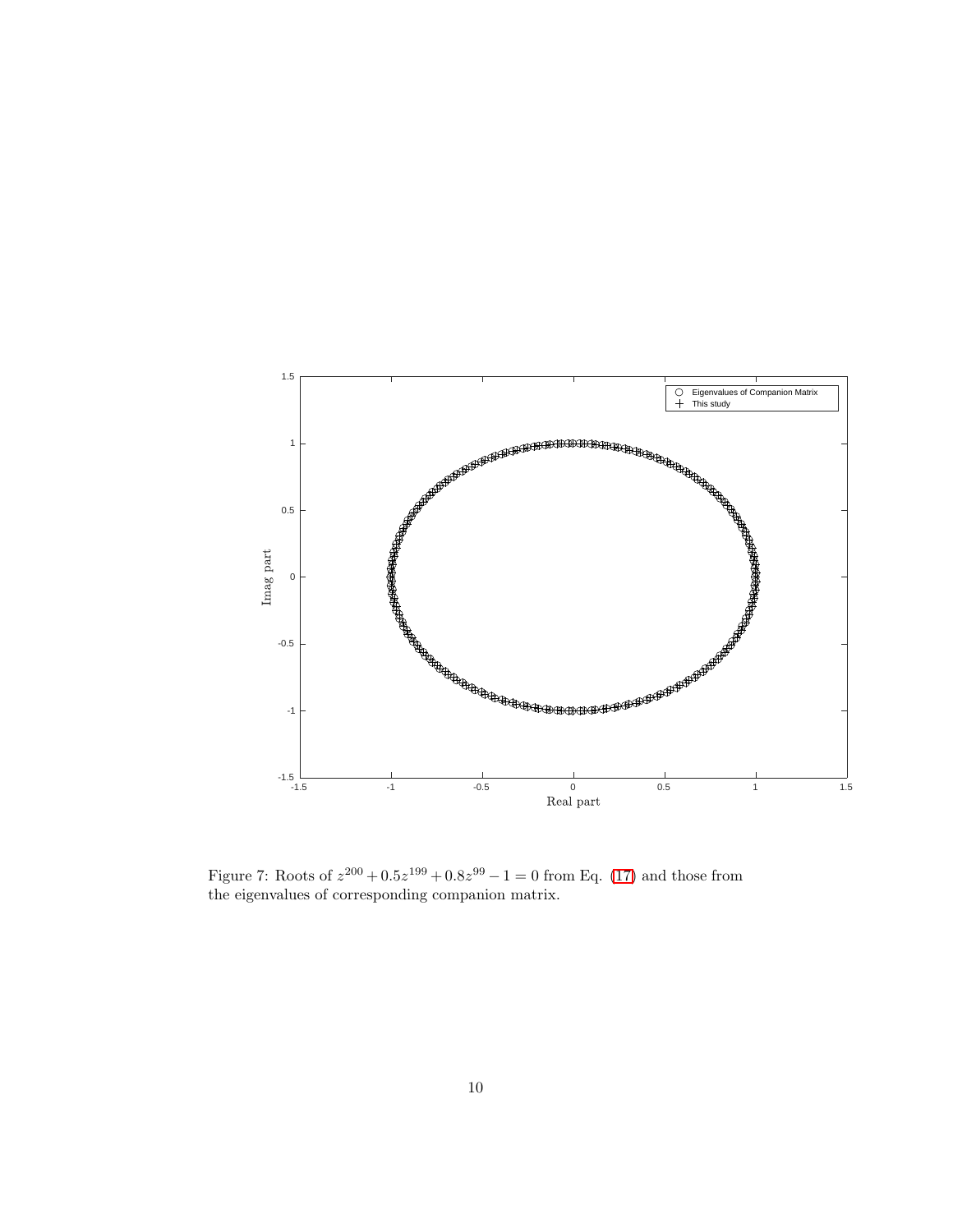Figure 7: Roots of $z^{200} + 0.5z^{199} + 0.8z^{99} - 1 = 0$ from Eq. (17) and those from the eigenvalues of corresponding companion matrix.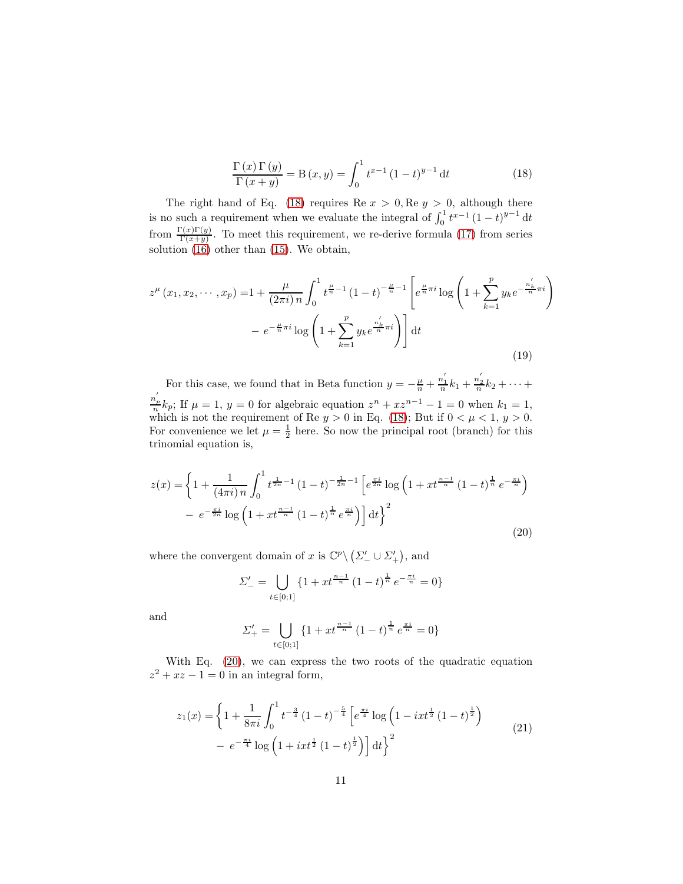$$\frac{\Gamma\left(x\right)\Gamma\left(y\right)}{\Gamma\left(x+y\right)}=\mathrm{B}\left(x,y\right)=\int_0^1 t^{x-1}\left(1-t\right)^{y-1}\mathrm{d}t \tag{18}$$

The right hand of Eq. (18) requires $\mathrm{Re}\ x>0, \mathrm{Re}\ y>0$, although there is no such a requirement when we evaluate the integral of $\int_0^1 t^{x-1}\left(1-t\right)^{y-1}\mathrm{d}t$ from $\frac{\Gamma(x)\Gamma(y)}{\Gamma(x+y)}$. To meet this requirement, we re-derive formula (17) from series solution (16) other than (15). We obtain,

$$\begin{aligned}
z^{\mu}\left(x_1,x_2,\cdots,x_p\right)=&1+\frac{\mu}{\left(2\pi i\right)n}\int_0^1 t^{\frac{\mu}{n}-1}\left(1-t\right)^{-\frac{\mu}{n}-1}\left[e^{\frac{\mu}{n}\pi i}\log\left(1+\sum_{k=1}^{p}y_k e^{-\frac{n_k'}{n}\pi i}\right)\right.\\
&\left.-\ e^{-\frac{\mu}{n}\pi i}\log\left(1+\sum_{k=1}^{p}y_k e^{\frac{n_k'}{n}\pi i}\right)\right]\mathrm{d}t
\end{aligned} \tag{19}$$

For this case, we found that in Beta function $y=-\frac{\mu}{n}+\frac{n_1'}{n}k_1+\frac{n_2'}{n}k_2+\cdots+\frac{n_p'}{n}k_p$; If $\mu=1$, $y=0$ for algebraic equation $z^n+xz^{n-1}-1=0$ when $k_1=1$, which is not the requirement of $\mathrm{Re}\ y>0$ in Eq. (18); But if $0<\mu<1$, $y>0$. For convenience we let $\mu=\frac{1}{2}$ here. So now the principal root (branch) for this trinomial equation is,

$$\begin{aligned}
z(x)=&\left\{1+\frac{1}{\left(4\pi i\right)n}\int_0^1 t^{\frac{1}{2n}-1}\left(1-t\right)^{-\frac{1}{2n}-1}\left[e^{\frac{\pi i}{2n}}\log\left(1+xt^{\frac{n-1}{n}}\left(1-t\right)^{\frac{1}{n}}e^{-\frac{\pi i}{n}}\right)\right.\right.\\
&\left.\left.-\ e^{-\frac{\pi i}{2n}}\log\left(1+xt^{\frac{n-1}{n}}\left(1-t\right)^{\frac{1}{n}}e^{\frac{\pi i}{n}}\right)\right]\mathrm{d}t\right\}^2
\end{aligned} \tag{20}$$

where the convergent domain of $x$ is $\mathbb{C}^p\setminus\left(\varSigma_-'\cup\varSigma_+'\right)$, and

$$\varSigma_-'=\bigcup_{t\in[0;1]}\{1+xt^{\frac{n-1}{n}}\left(1-t\right)^{\frac{1}{n}}e^{-\frac{\pi i}{n}}=0\}$$

and

$$\varSigma_+'=\bigcup_{t\in[0;1]}\{1+xt^{\frac{n-1}{n}}\left(1-t\right)^{\frac{1}{n}}e^{\frac{\pi i}{n}}=0\}$$

With Eq. (20), we can express the two roots of the quadratic equation $z^2+xz-1=0$ in an integral form,

$$\begin{aligned}
z_1(x)=&\left\{1+\frac{1}{8\pi i}\int_0^1 t^{-\frac{3}{4}}\left(1-t\right)^{-\frac{5}{4}}\left[e^{\frac{\pi i}{4}}\log\left(1-ixt^{\frac{1}{2}}\left(1-t\right)^{\frac{1}{2}}\right)\right.\right.\\
&\left.\left.-\ e^{-\frac{\pi i}{4}}\log\left(1+ixt^{\frac{1}{2}}\left(1-t\right)^{\frac{1}{2}}\right)\right]\mathrm{d}t\right\}^2
\end{aligned} \tag{21}$$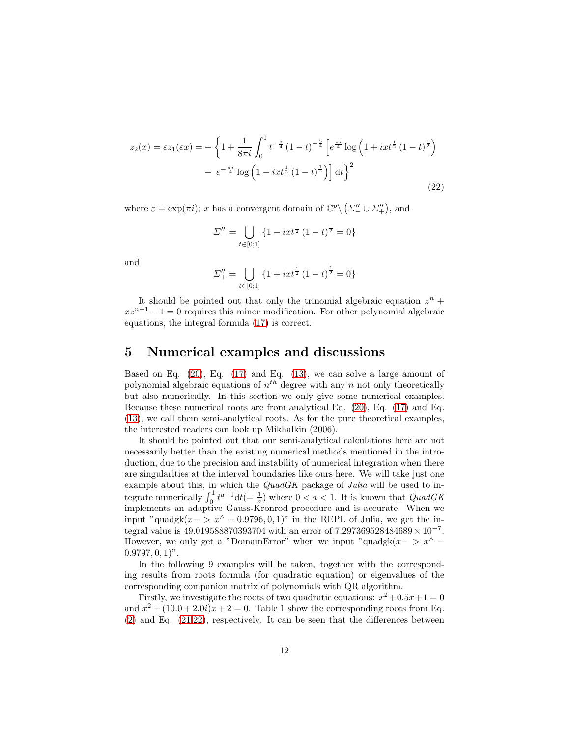$$
\begin{aligned}
z_2(x) = \varepsilon z_1(\varepsilon x) = -\Bigg\{1 + \frac{1}{8\pi i}\int_0^1 t^{-\frac{3}{4}}\,(1-t)^{-\frac{5}{4}}\Big[e^{\frac{\pi i}{4}}\log\Big(1 + ixt^{\frac{1}{2}}\,(1-t)^{\frac{1}{2}}\Big) \\
-\ e^{-\frac{\pi i}{4}}\log\Big(1 - ixt^{\frac{1}{2}}\,(1-t)^{\frac{1}{2}}\Big)\Big]\,\mathrm{d}t\Bigg\}^2
\end{aligned}
\tag{22}
$$

where $\varepsilon = \exp(\pi i)$; $x$ has a convergent domain of $\mathbb{C}^p\backslash\left(\Sigma''_- \cup \Sigma''_+\right)$, and

$$
\Sigma''_- = \bigcup_{t\in[0;1]}\{1 - ixt^{\frac{1}{2}}\,(1-t)^{\frac{1}{2}} = 0\}
$$

and

$$
\Sigma''_+ = \bigcup_{t\in[0;1]}\{1 + ixt^{\frac{1}{2}}\,(1-t)^{\frac{1}{2}} = 0\}
$$

It should be pointed out that only the trinomial algebraic equation $z^n + xz^{n-1} - 1 = 0$ requires this minor modification. For other polynomial algebraic equations, the integral formula (17) is correct.

## 5 Numerical examples and discussions

Based on Eq. (20), Eq. (17) and Eq. (13), we can solve a large amount of polynomial algebraic equations of $n^{th}$ degree with any $n$ not only theoretically but also numerically. In this section we only give some numerical examples. Because these numerical roots are from analytical Eq. (20), Eq. (17) and Eq. (13), we call them semi-analytical roots. As for the pure theoretical examples, the interested readers can look up Mikhalkin (2006).

It should be pointed out that our semi-analytical calculations here are not necessarily better than the existing numerical methods mentioned in the introduction, due to the precision and instability of numerical integration when there are singularities at the interval boundaries like ours here. We will take just one example about this, in which the *QuadGK* package of *Julia* will be used to integrate numerically $\int_0^1 t^{a-1}\mathrm{d}t (= \frac{1}{a})$ where $0 < a < 1$. It is known that *QuadGK* implements an adaptive Gauss-Kronrod procedure and is accurate. When we input "quadgk(x−> x^−0.9796, 0, 1)" in the REPL of Julia, we get the integral value is 49.019588870393704 with an error of $7.297369528484689 \times 10^{-7}$. However, we only get a "DomainError" when we input "quadgk(x−> x^−0.9797, 0, 1)".

In the following 9 examples will be taken, together with the corresponding results from roots formula (for quadratic equation) or eigenvalues of the corresponding companion matrix of polynomials with QR algorithm.

Firstly, we investigate the roots of two quadratic equations: $x^2 + 0.5x + 1 = 0$ and $x^2 + (10.0 + 2.0i)x + 2 = 0$. Table 1 show the corresponding roots from Eq. (2) and Eq. (21,22), respectively. It can be seen that the differences between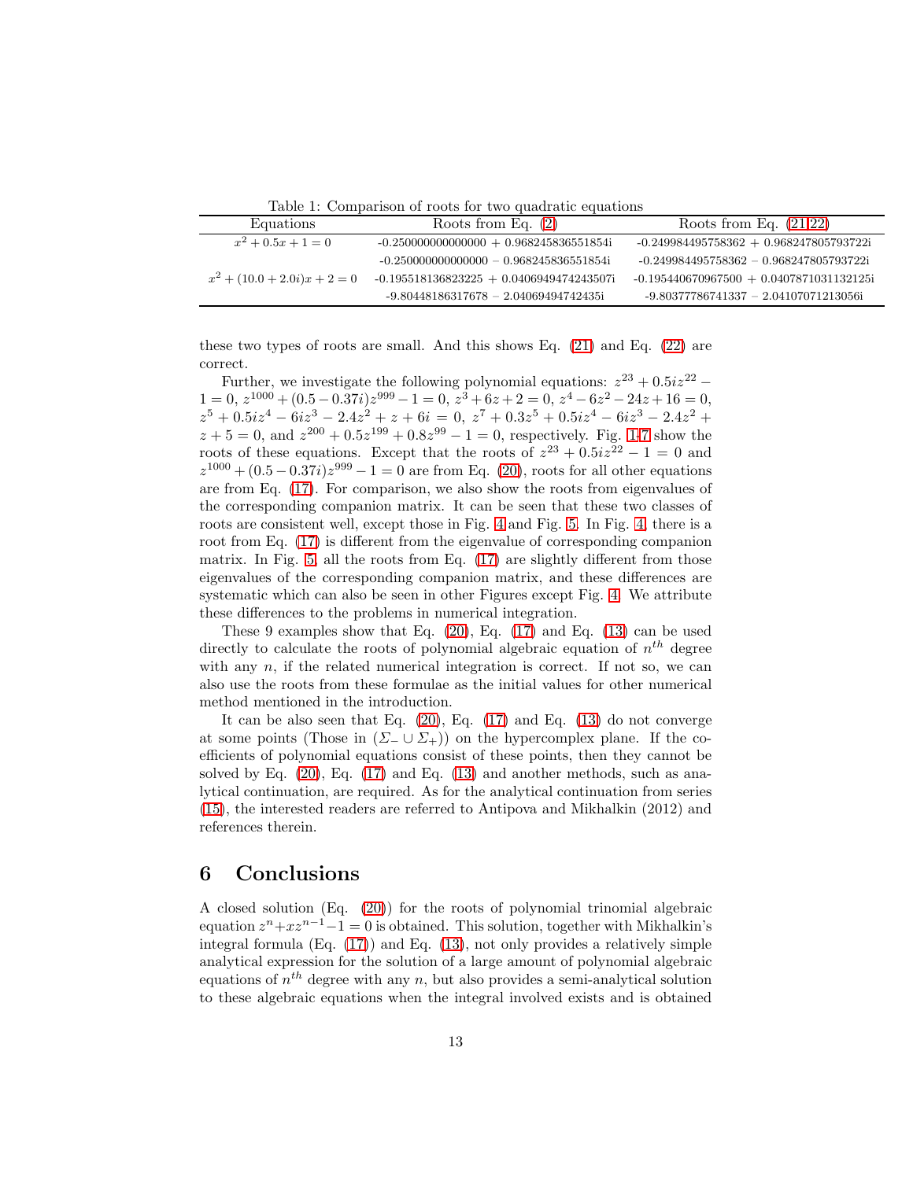Table 1: Comparison of roots for two quadratic equations

| Equations | Roots from Eq. (2) | Roots from Eq. (21,22) |
|---|---|---|
| $x^2 + 0.5x + 1 = 0$ | -0.250000000000000 + 0.968245836551854i | -0.249984495758362 + 0.968247805793722i |
| | -0.250000000000000 − 0.968245836551854i | -0.249984495758362 − 0.968247805793722i |
| $x^2 + (10.0 + 2.0i)x + 2 = 0$ | -0.195518136823225 + 0.0406949474243507i | -0.195440670967500 + 0.0407871031132125i |
| | -9.80448186317678 − 2.04069494742435i | -9.80377786741337 − 2.04107071213056i |

these two types of roots are small. And this shows Eq. (21) and Eq. (22) are correct.

Further, we investigate the following polynomial equations: $z^{23} + 0.5iz^{22} - 1 = 0$, $z^{1000} + (0.5 - 0.37i)z^{999} - 1 = 0$, $z^3 + 6z + 2 = 0$, $z^4 - 6z^2 - 24z + 16 = 0$, $z^5 + 0.5iz^4 - 6iz^3 - 2.4z^2 + z + 6i = 0$, $z^7 + 0.3z^5 + 0.5iz^4 - 6iz^3 - 2.4z^2 + z + 5 = 0$, and $z^{200} + 0.5z^{199} + 0.8z^{99} - 1 = 0$, respectively. Fig. 1-7 show the roots of these equations. Except that the roots of $z^{23} + 0.5iz^{22} - 1 = 0$ and $z^{1000} + (0.5 - 0.37i)z^{999} - 1 = 0$ are from Eq. (20), roots for all other equations are from Eq. (17). For comparison, we also show the roots from eigenvalues of the corresponding companion matrix. It can be seen that these two classes of roots are consistent well, except those in Fig. 4 and Fig. 5. In Fig. 4, there is a root from Eq. (17) is different from the eigenvalue of corresponding companion matrix. In Fig. 5, all the roots from Eq. (17) are slightly different from those eigenvalues of the corresponding companion matrix, and these differences are systematic which can also be seen in other Figures except Fig. 4. We attribute these differences to the problems in numerical integration.

These 9 examples show that Eq. (20), Eq. (17) and Eq. (13) can be used directly to calculate the roots of polynomial algebraic equation of $n^{th}$ degree with any $n$, if the related numerical integration is correct. If not so, we can also use the roots from these formulae as the initial values for other numerical method mentioned in the introduction.

It can be also seen that Eq. (20), Eq. (17) and Eq. (13) do not converge at some points (Those in $(\Sigma_- \cup \Sigma_+)$) on the hypercomplex plane. If the coefficients of polynomial equations consist of these points, then they cannot be solved by Eq. (20), Eq. (17) and Eq. (13) and another methods, such as analytical continuation, are required. As for the analytical continuation from series (15), the interested readers are referred to Antipova and Mikhalkin (2012) and references therein.

## 6 Conclusions

A closed solution (Eq. (20)) for the roots of polynomial trinomial algebraic equation $z^n + xz^{n-1} - 1 = 0$ is obtained. This solution, together with Mikhalkin's integral formula (Eq. (17)) and Eq. (13), not only provides a relatively simple analytical expression for the solution of a large amount of polynomial algebraic equations of $n^{th}$ degree with any $n$, but also provides a semi-analytical solution to these algebraic equations when the integral involved exists and is obtained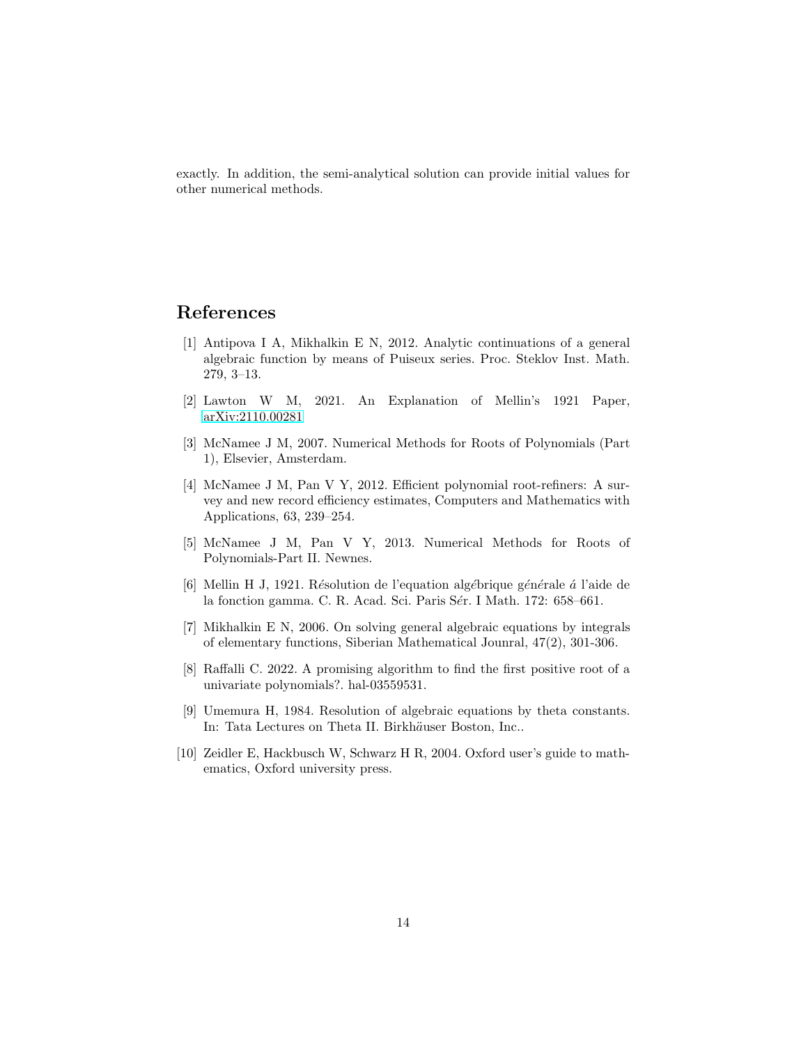exactly. In addition, the semi-analytical solution can provide initial values for other numerical methods.

# References

[1] Antipova I A, Mikhalkin E N, 2012. Analytic continuations of a general algebraic function by means of Puiseux series. Proc. Steklov Inst. Math. 279, 3–13.

[2] Lawton W M, 2021. An Explanation of Mellin's 1921 Paper, arXiv:2110.00281

[3] McNamee J M, 2007. Numerical Methods for Roots of Polynomials (Part 1), Elsevier, Amsterdam.

[4] McNamee J M, Pan V Y, 2012. Efficient polynomial root-refiners: A survey and new record efficiency estimates, Computers and Mathematics with Applications, 63, 239–254.

[5] McNamee J M, Pan V Y, 2013. Numerical Methods for Roots of Polynomials-Part II. Newnes.

[6] Mellin H J, 1921. Résolution de l'equation algébrique générale á l'aide de la fonction gamma. C. R. Acad. Sci. Paris Sér. I Math. 172: 658–661.

[7] Mikhalkin E N, 2006. On solving general algebraic equations by integrals of elementary functions, Siberian Mathematical Jounral, 47(2), 301-306.

[8] Raffalli C. 2022. A promising algorithm to find the first positive root of a univariate polynomials?. hal-03559531.

[9] Umemura H, 1984. Resolution of algebraic equations by theta constants. In: Tata Lectures on Theta II. Birkhäuser Boston, Inc..

[10] Zeidler E, Hackbusch W, Schwarz H R, 2004. Oxford user's guide to mathematics, Oxford university press.